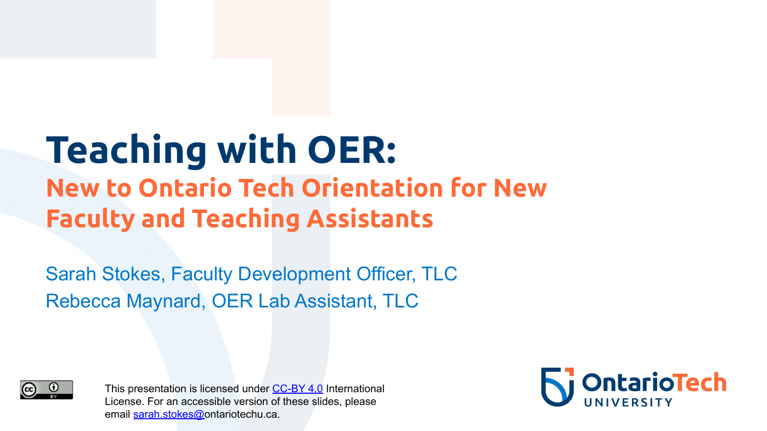# Teaching with OER:

## New to Ontario Tech Orientation for New Faculty and Teaching Assistants

Sarah Stokes, Faculty Development Officer, TLC

Rebecca Maynard, OER Lab Assistant, TLC

This presentation is licensed under CC-BY 4.0 International License. For an accessible version of these slides, please email sarah.stokes@ontariotechu.ca.

Ontario Tech University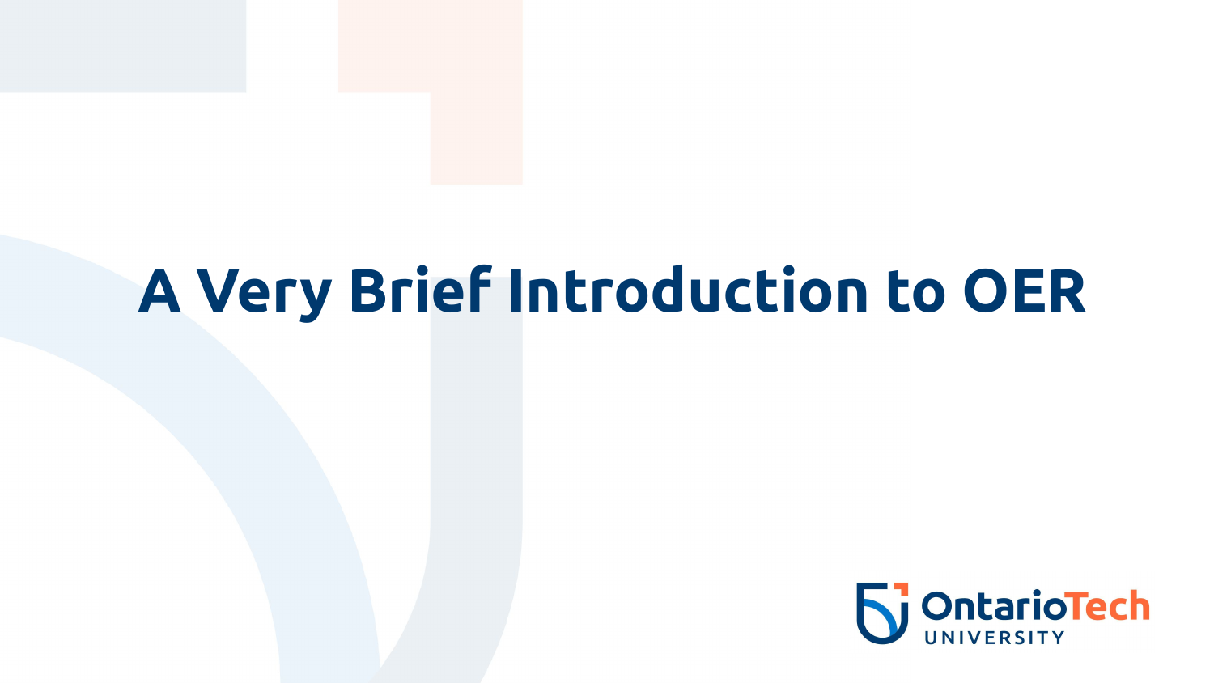# A Very Brief Introduction to OER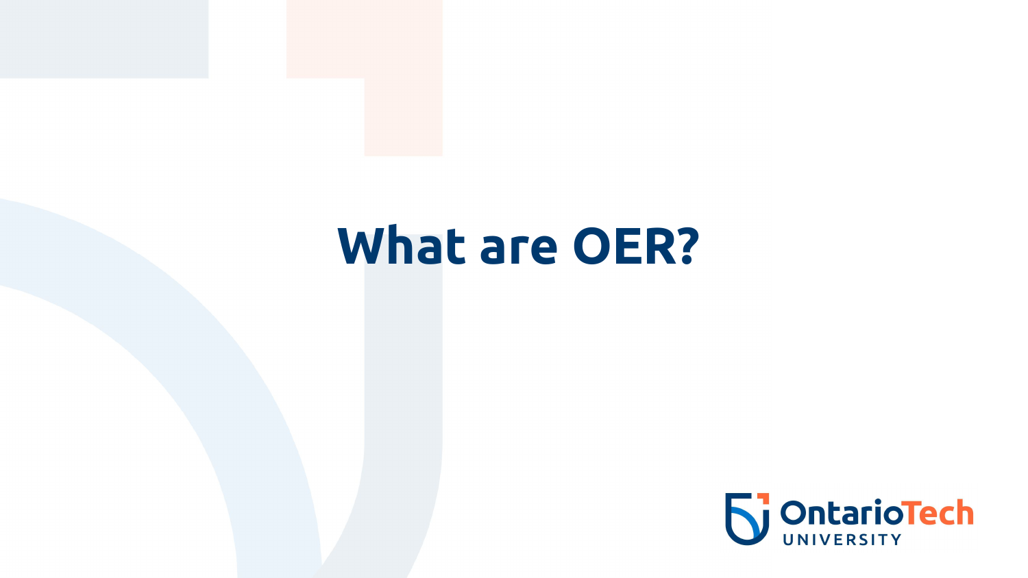# What are OER?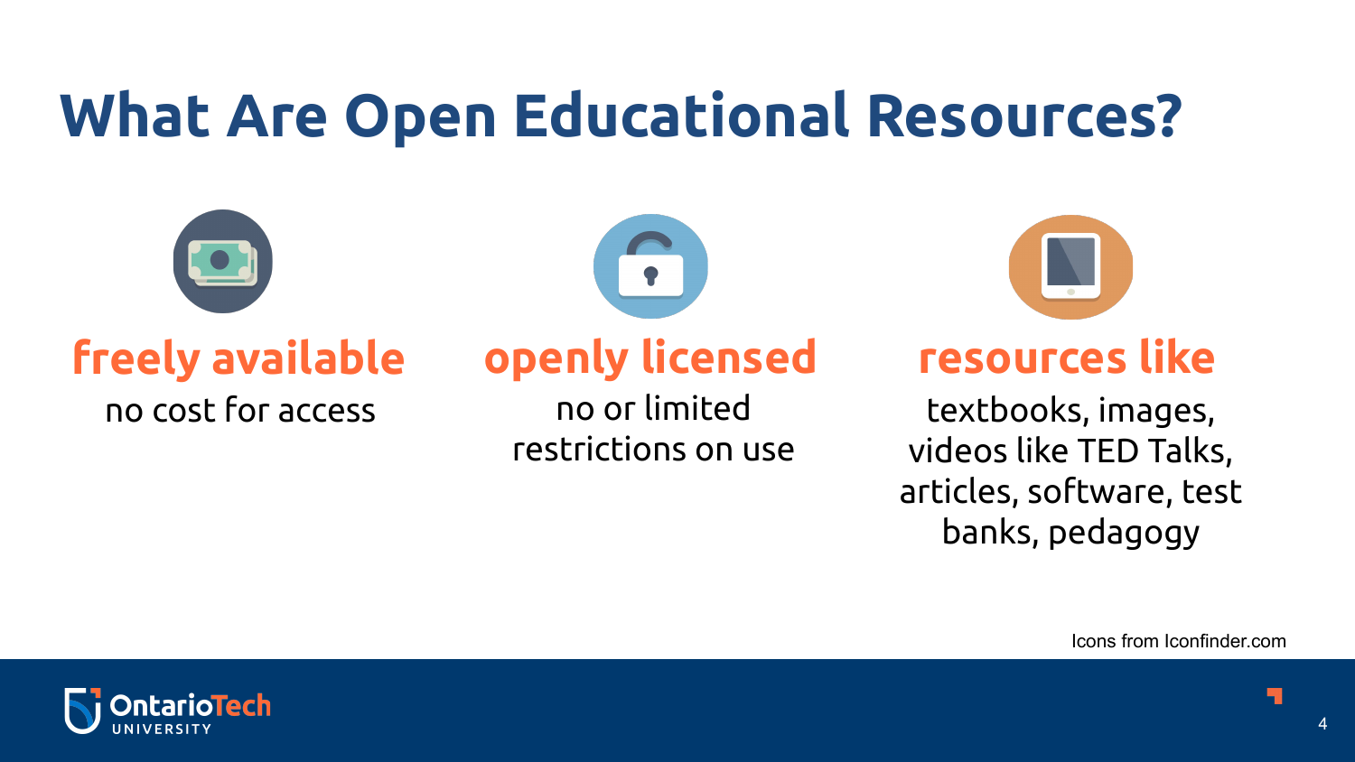# What Are Open Educational Resources?

**freely available**
no cost for access

**openly licensed**
no or limited restrictions on use

**resources like**
textbooks, images, videos like TED Talks, articles, software, test banks, pedagogy

Icons from Iconfinder.com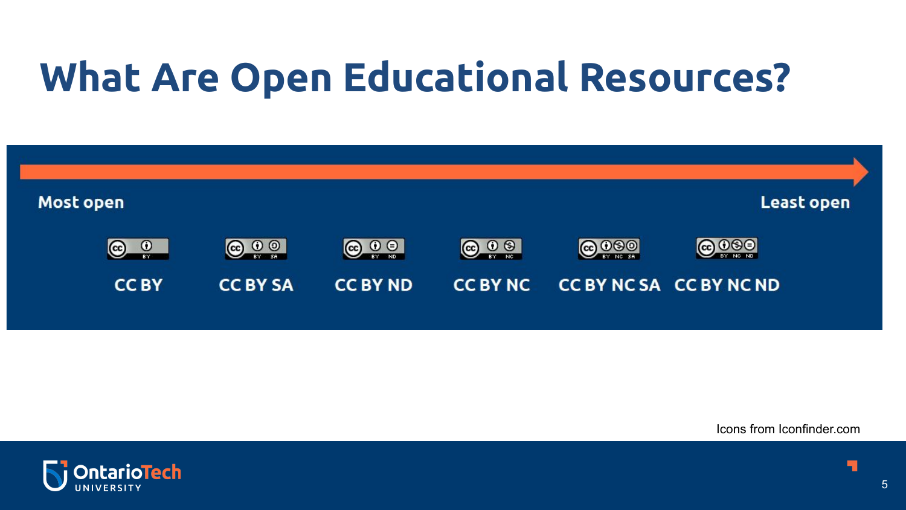# What Are Open Educational Resources?

Most open → Least open

CC BY

CC BY SA

CC BY ND

CC BY NC

CC BY NC SA

CC BY NC ND

Icons from Iconfinder.com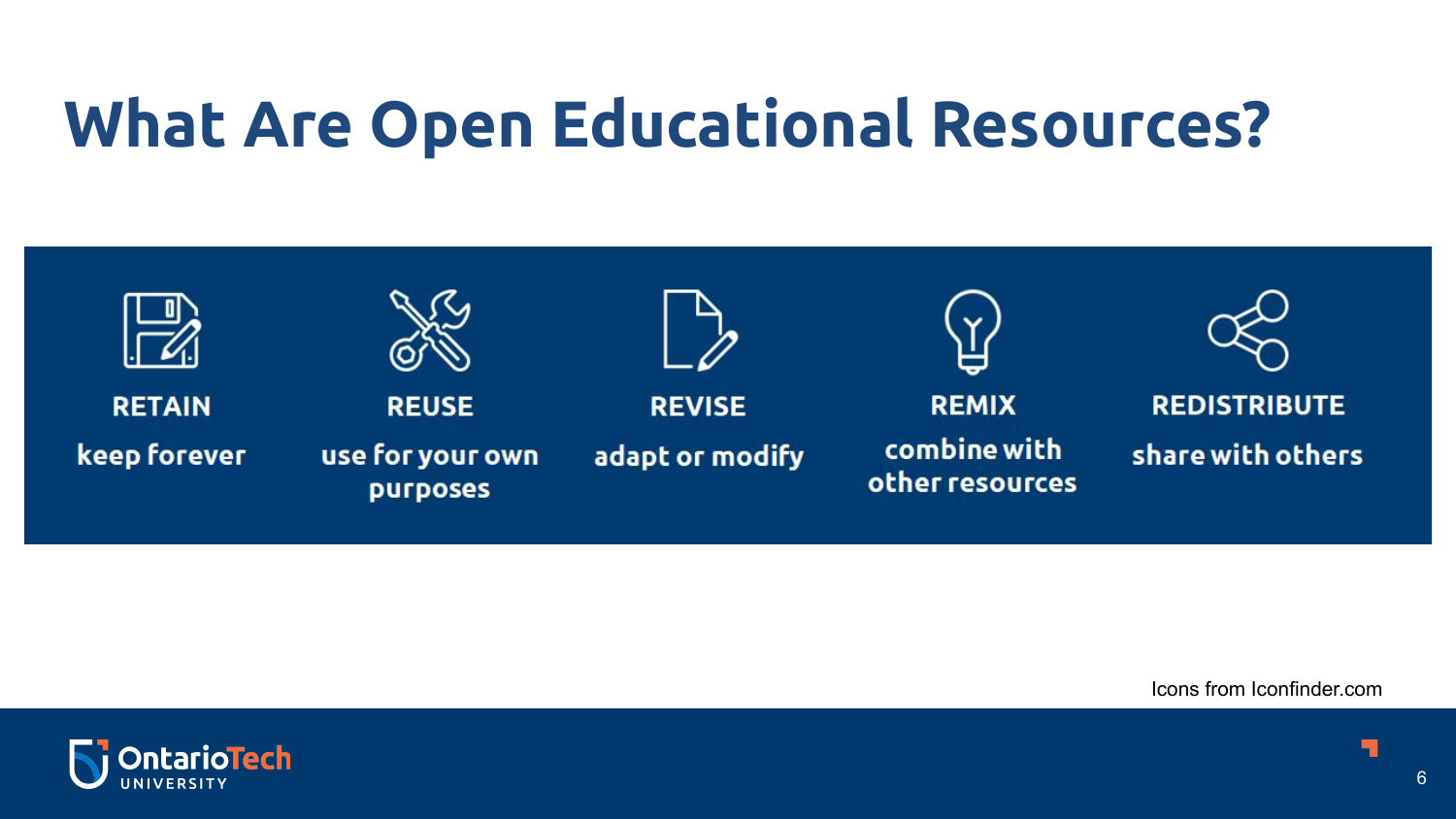# What Are Open Educational Resources?

- **RETAIN** – keep forever
- **REUSE** – use for your own purposes
- **REVISE** – adapt or modify
- **REMIX** – combine with other resources
- **REDISTRIBUTE** – share with others

Icons from Iconfinder.com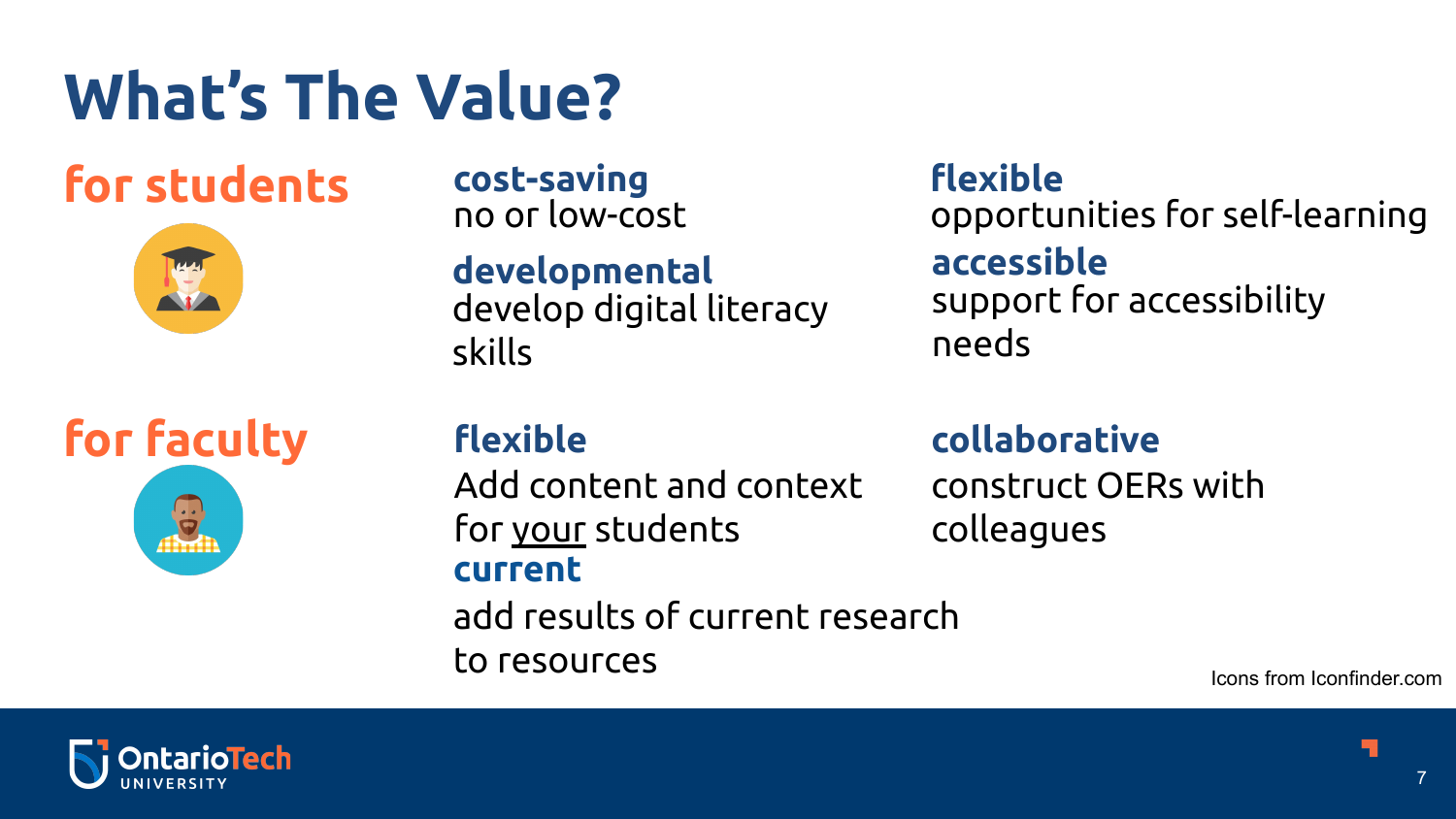# What's The Value?

## for students

**cost-saving**
no or low-cost

**developmental**
develop digital literacy skills

**flexible**
opportunities for self-learning

**accessible**
support for accessibility needs

## for faculty

**flexible**
Add content and context for <u>your</u> students

**current**
add results of current research to resources

**collaborative**
construct OERs with colleagues

Icons from Iconfinder.com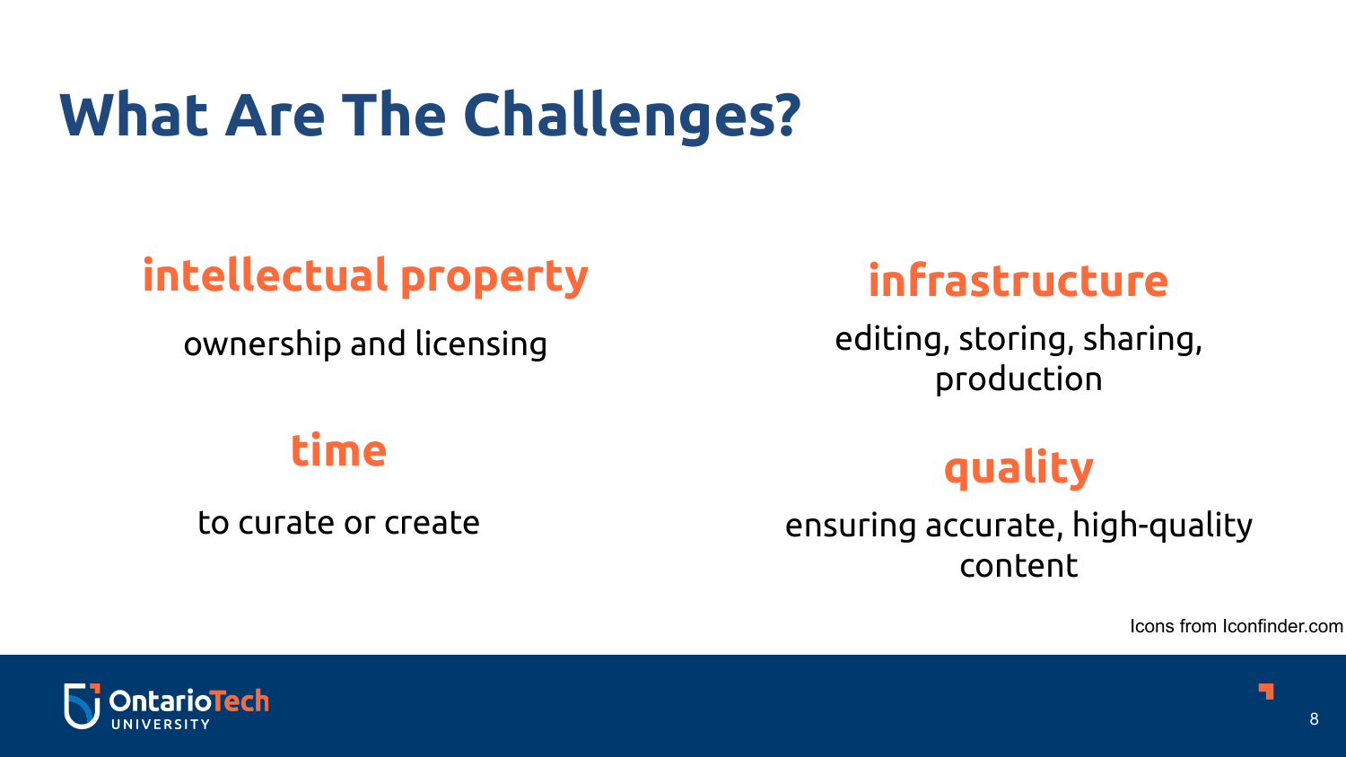# What Are The Challenges?

### intellectual property

ownership and licensing

### time

to curate or create

### infrastructure

editing, storing, sharing, production

### quality

ensuring accurate, high-quality content

Icons from Iconfinder.com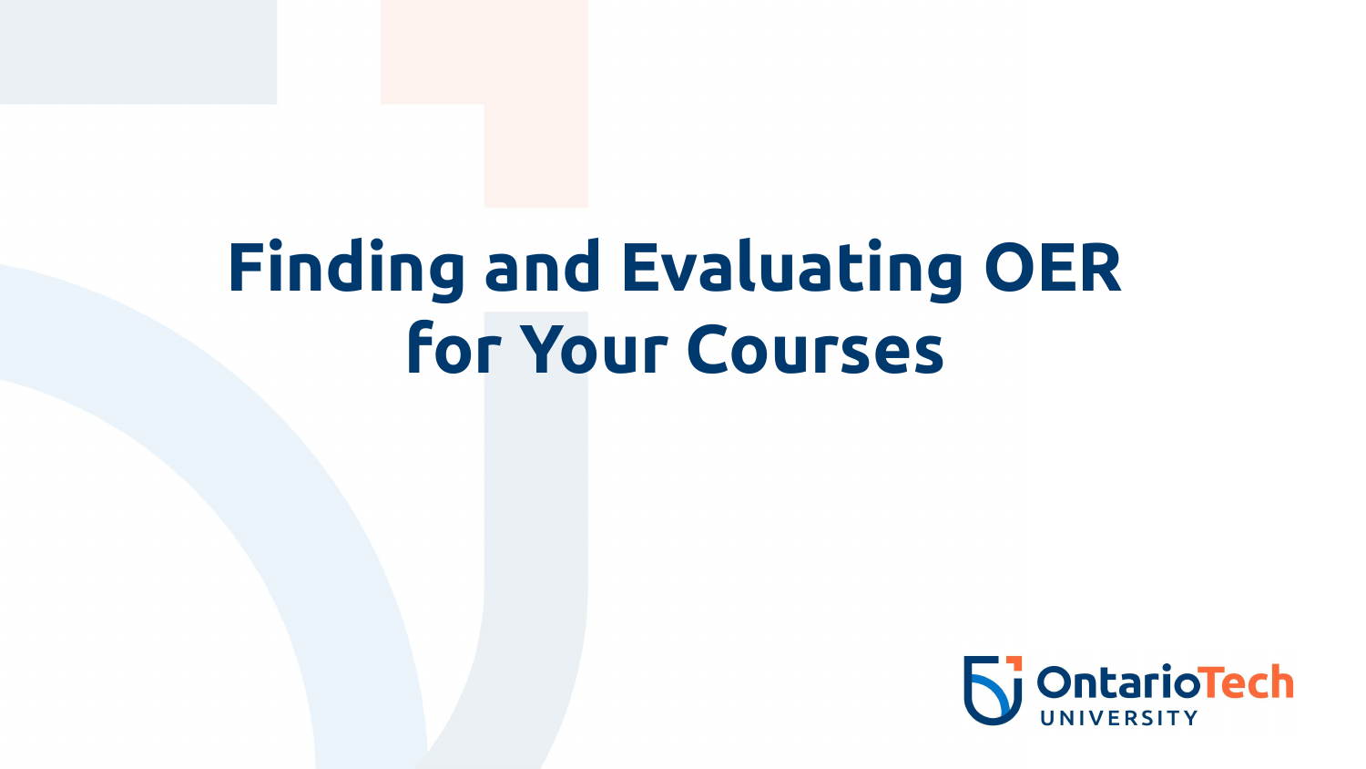# Finding and Evaluating OER for Your Courses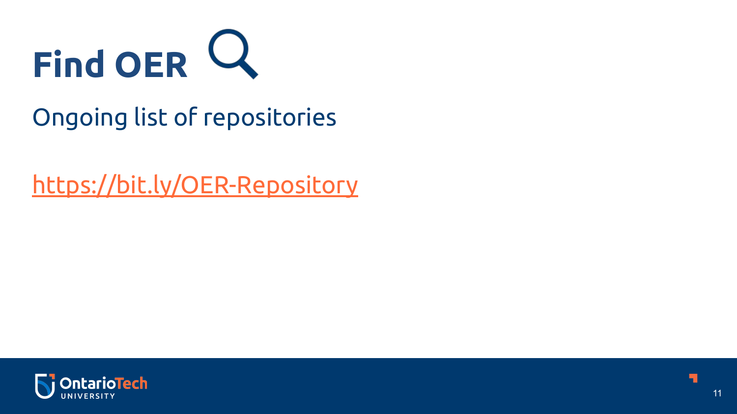# Find OER

Ongoing list of repositories

[https://bit.ly/OER-Repository](https://bit.ly/OER-Repository)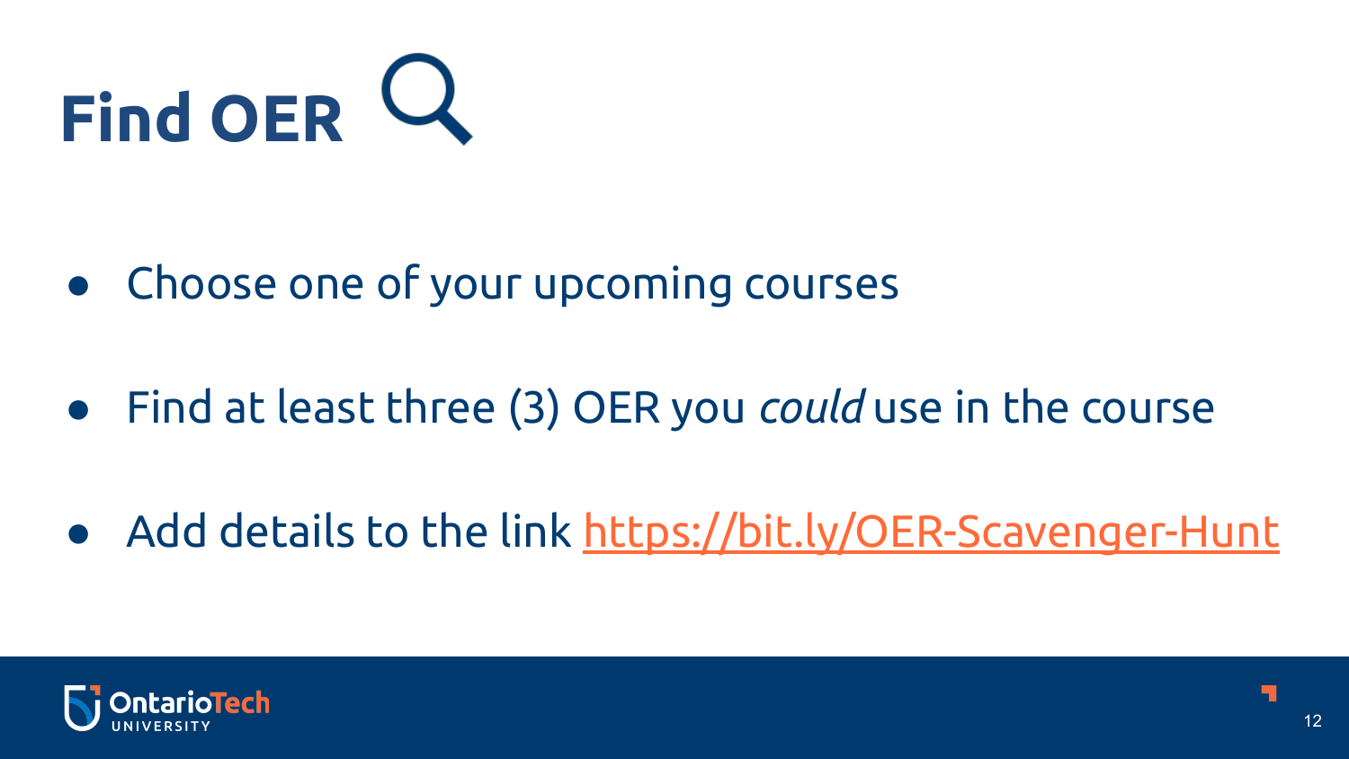# Find OER

- Choose one of your upcoming courses
- Find at least three (3) OER you *could* use in the course
- Add details to the link [https://bit.ly/OER-Scavenger-Hunt](https://bit.ly/OER-Scavenger-Hunt)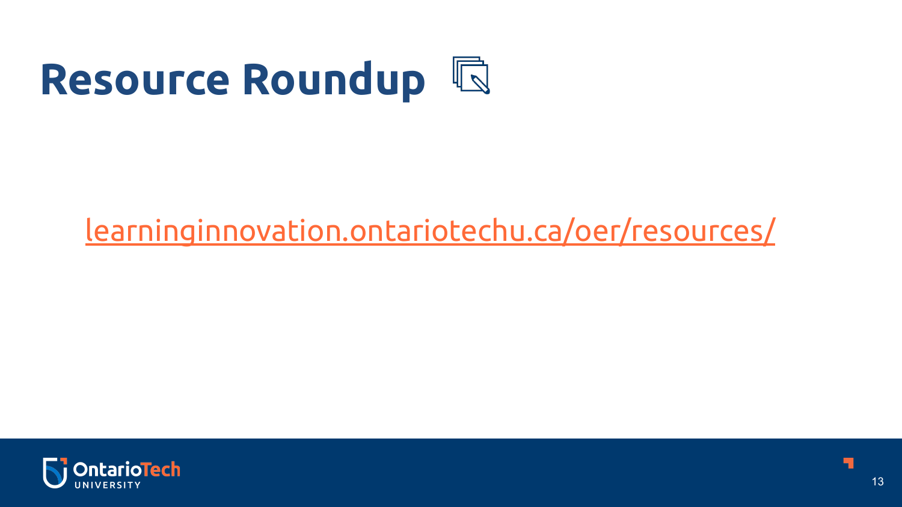# Resource Roundup

[learninginnovation.ontariotechu.ca/oer/resources/](https://learninginnovation.ontariotechu.ca/oer/resources/)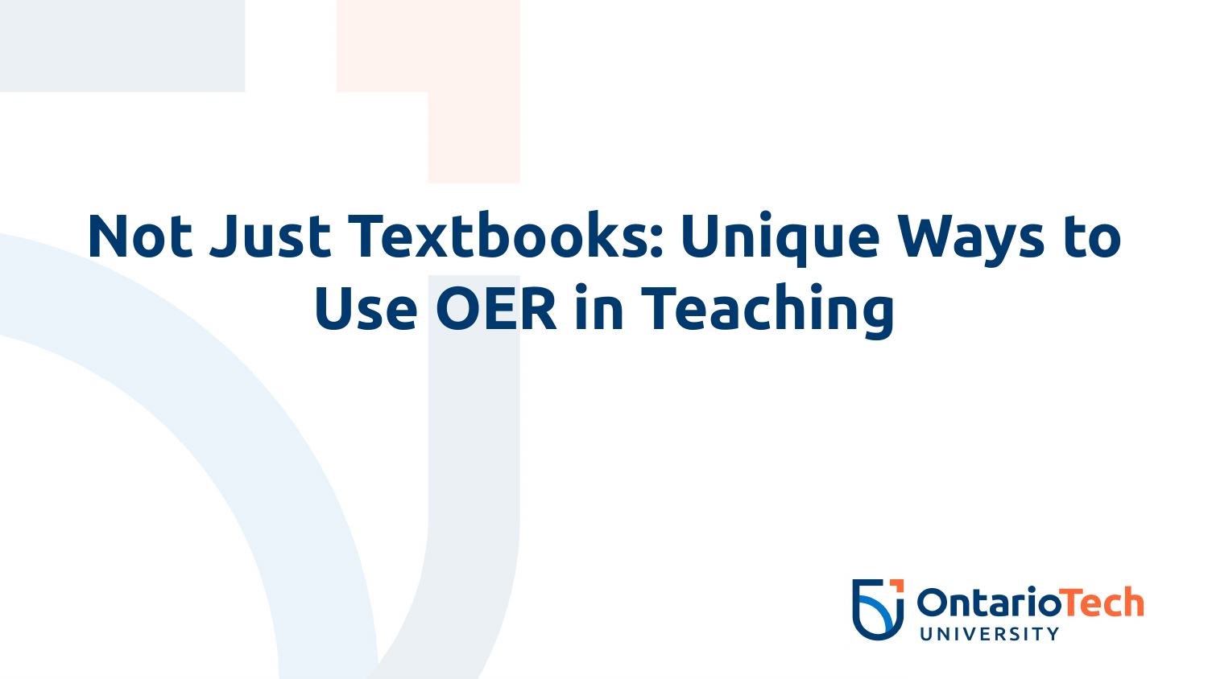# Not Just Textbooks: Unique Ways to Use OER in Teaching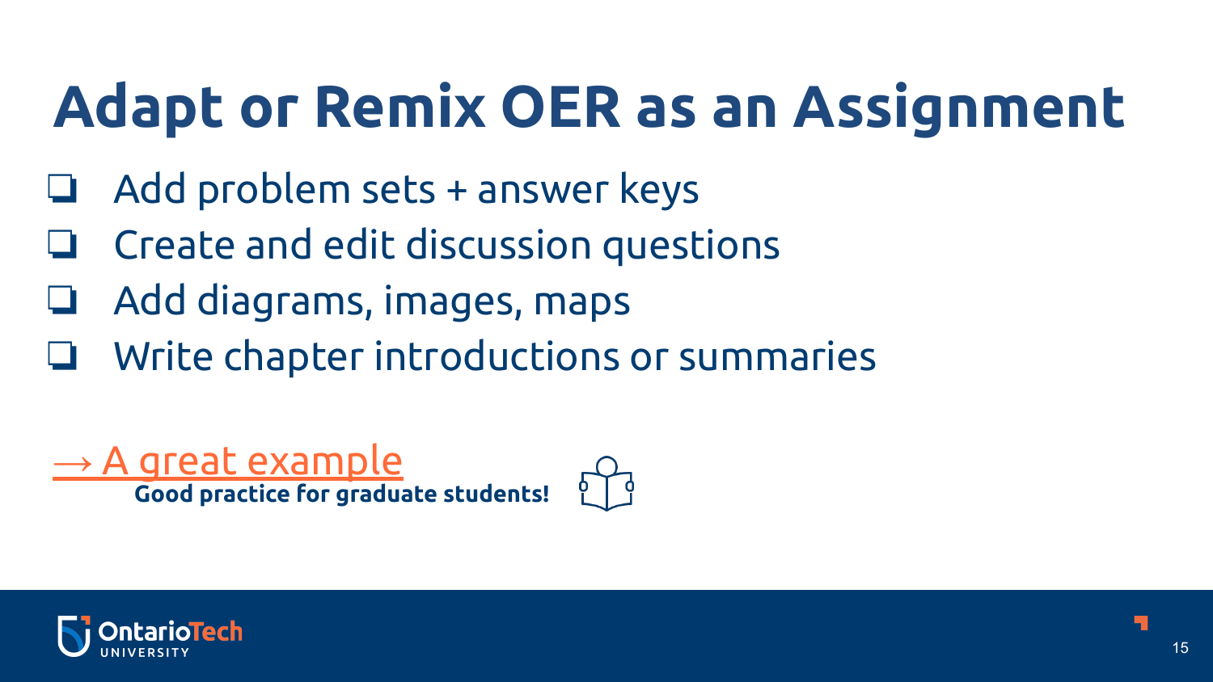# Adapt or Remix OER as an Assignment

- [ ] Add problem sets + answer keys
- [ ] Create and edit discussion questions
- [ ] Add diagrams, images, maps
- [ ] Write chapter introductions or summaries

→ A great example

**Good practice for graduate students!**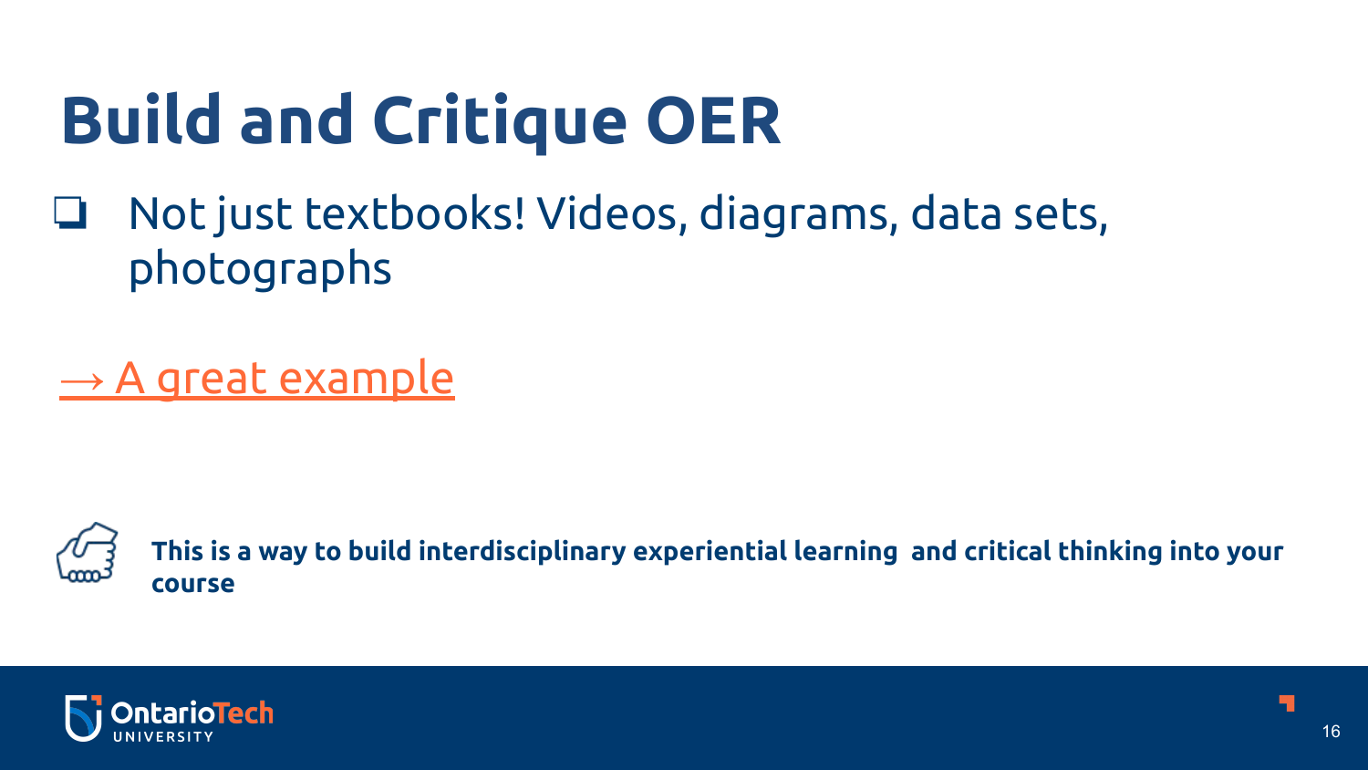# Build and Critique OER

- Not just textbooks! Videos, diagrams, data sets, photographs

→ A great example

**This is a way to build interdisciplinary experiential learning and critical thinking into your course**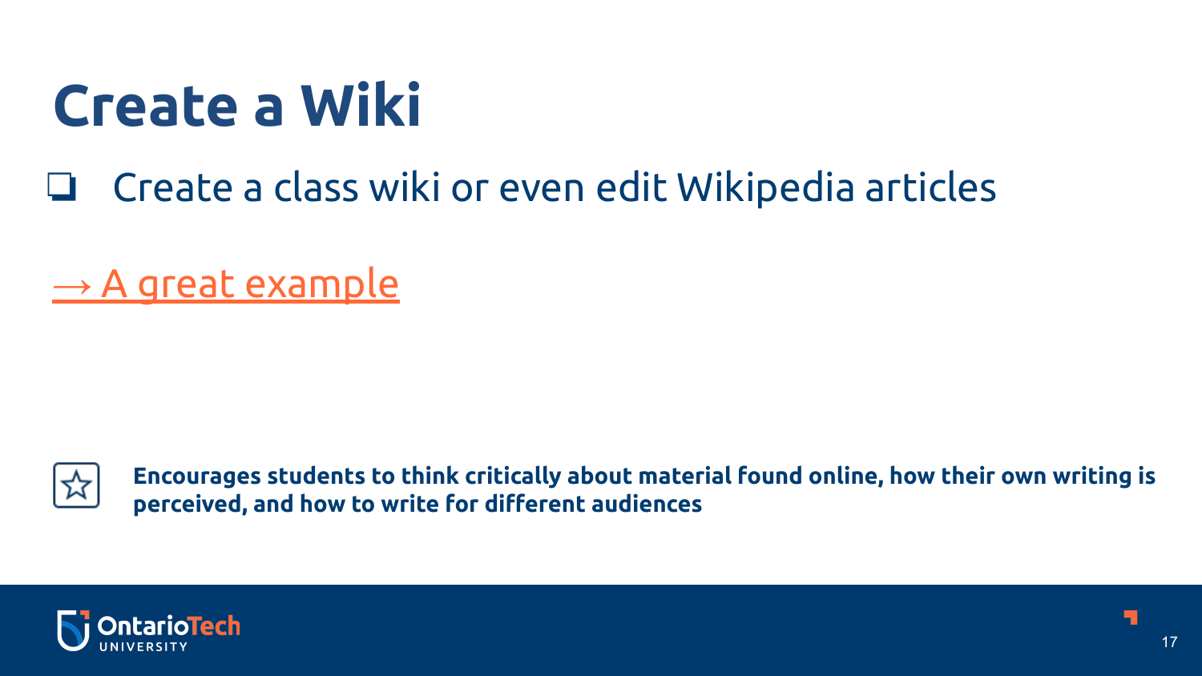# Create a Wiki

- Create a class wiki or even edit Wikipedia articles

→ A great example

**Encourages students to think critically about material found online, how their own writing is perceived, and how to write for different audiences**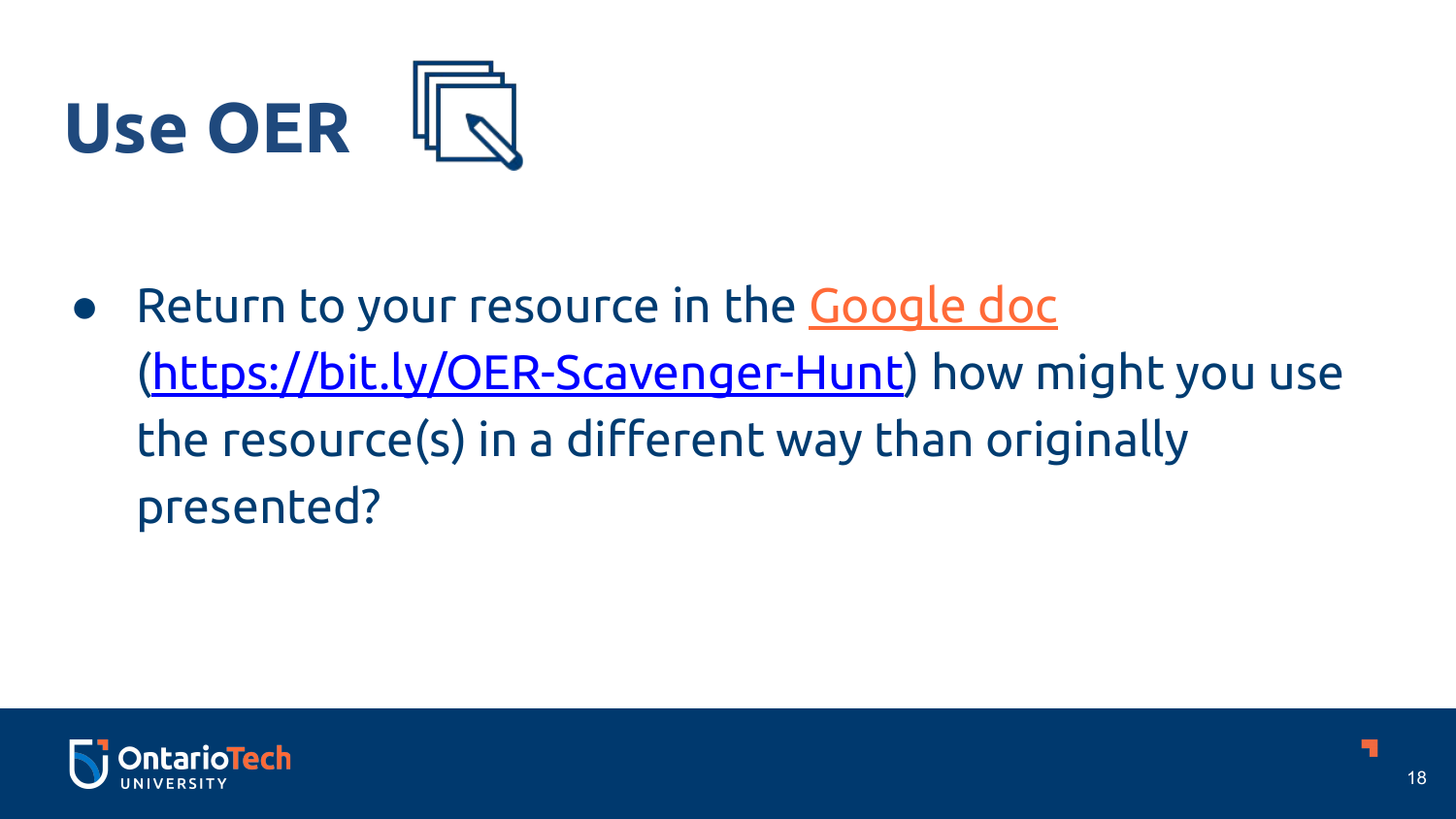# Use OER

- Return to your resource in the [Google doc](https://bit.ly/OER-Scavenger-Hunt) ([https://bit.ly/OER-Scavenger-Hunt](https://bit.ly/OER-Scavenger-Hunt)) how might you use the resource(s) in a different way than originally presented?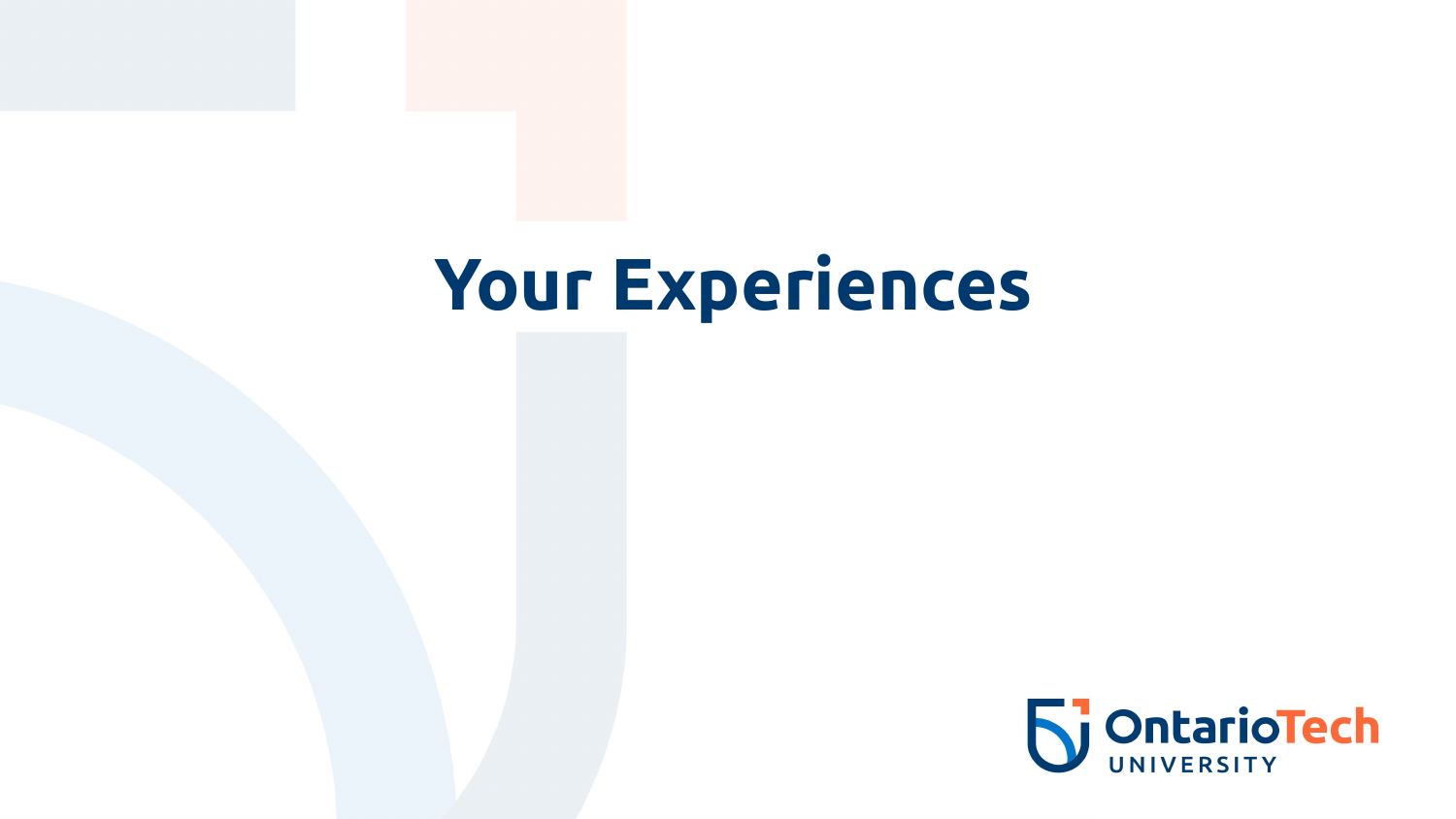# Your Experiences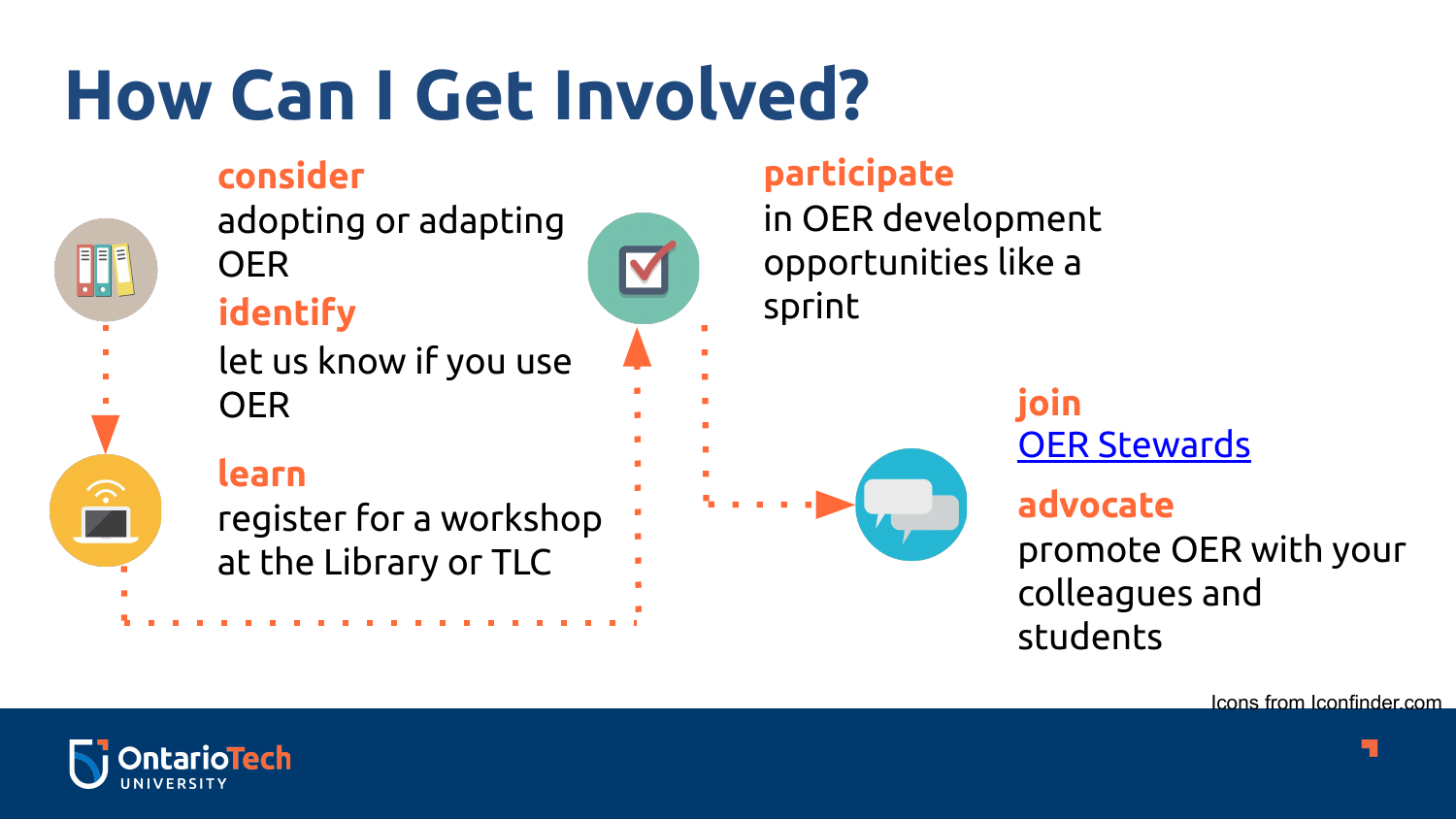# How Can I Get Involved?

**consider**
adopting or adapting OER

**identify**
let us know if you use OER

**learn**
register for a workshop at the Library or TLC

**participate**
in OER development opportunities like a sprint

**join**
OER Stewards

**advocate**
promote OER with your colleagues and students

Icons from Iconfinder.com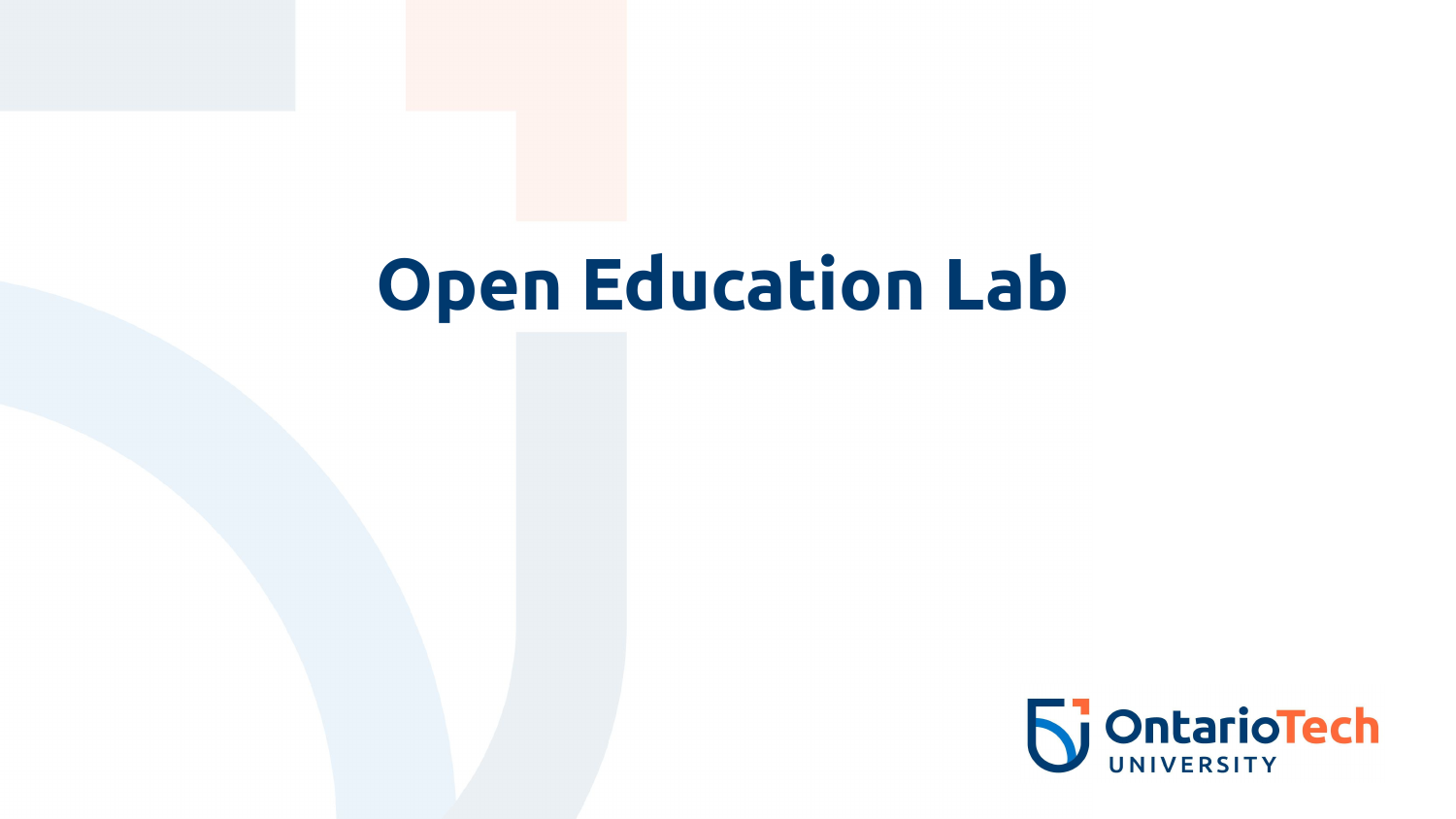# Open Education Lab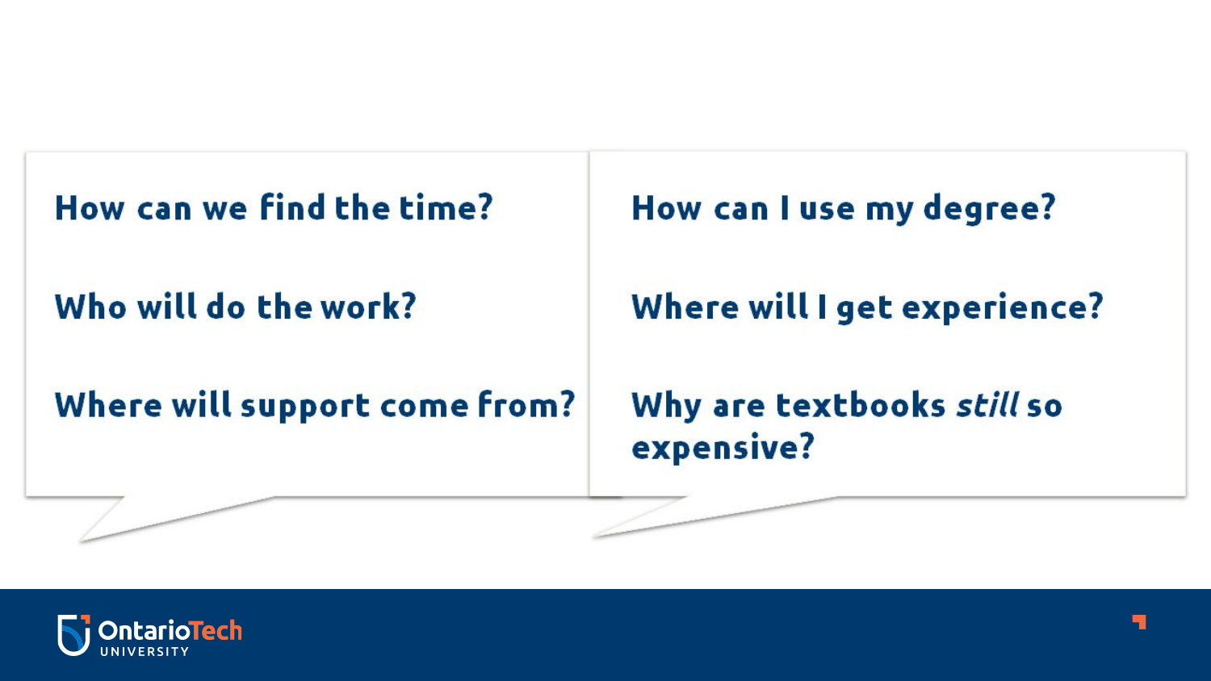How can we find the time?

Who will do the work?

Where will support come from?

How can I use my degree?

Where will I get experience?

Why are textbooks *still* so expensive?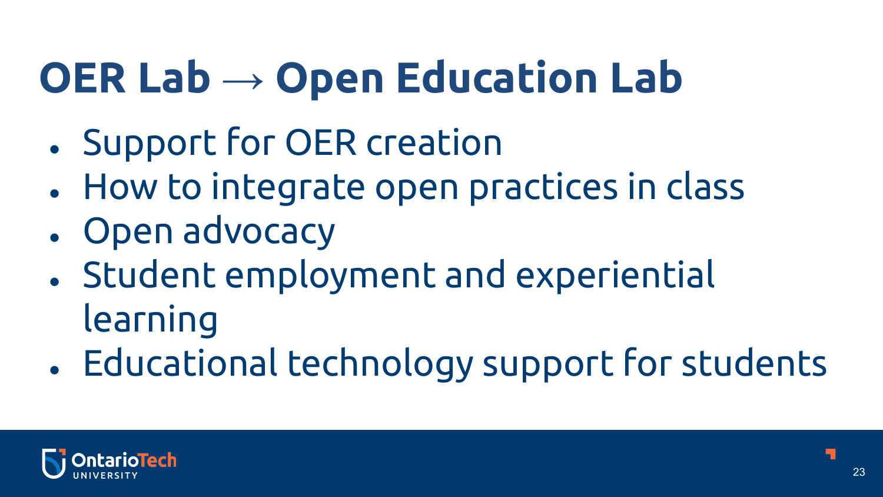# OER Lab → Open Education Lab

- Support for OER creation
- How to integrate open practices in class
- Open advocacy
- Student employment and experiential learning
- Educational technology support for students